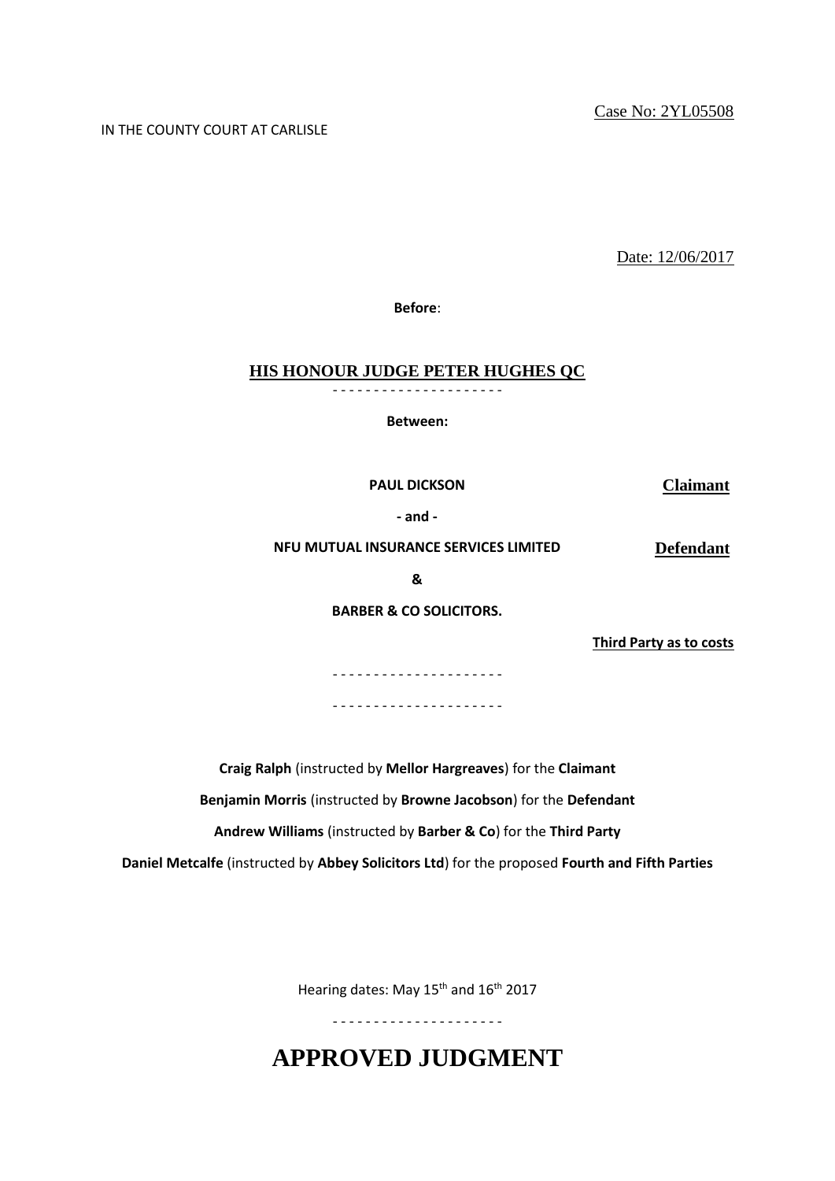Case No: 2YL05508

IN THE COUNTY COURT AT CARLISLE

Date: 12/06/2017

**Before**:

**HIS HONOUR JUDGE PETER HUGHES QC**

- - - - - - - - - - - - - - - - - - - - -

**Between:**

| | |
|---|---|
| **PAUL DICKSON** | **Claimant** |
| **- and -** | |
| **NFU MUTUAL INSURANCE SERVICES LIMITED** | **Defendant** |
| **&** | |
| **BARBER & CO SOLICITORS.** | |
| | **Third Party as to costs** |

- - - - - - - - - - - - - - - - - - - - -

- - - - - - - - - - - - - - - - - - - - -

**Craig Ralph** (instructed by **Mellor Hargreaves**) for the **Claimant**

**Benjamin Morris** (instructed by **Browne Jacobson**) for the **Defendant**

**Andrew Williams** (instructed by **Barber & Co**) for the **Third Party**

**Daniel Metcalfe** (instructed by **Abbey Solicitors Ltd**) for the proposed **Fourth and Fifth Parties**

Hearing dates: May 15th and 16th 2017

- - - - - - - - - - - - - - - - - - - - -

# APPROVED JUDGMENT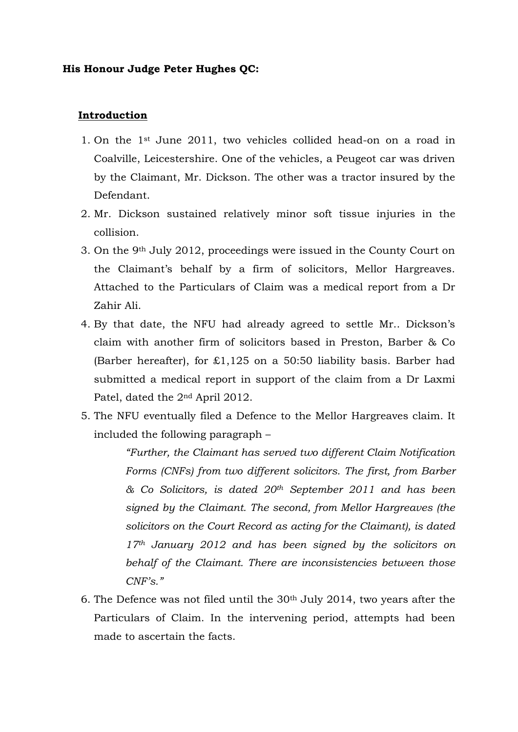**His Honour Judge Peter Hughes QC:**

**Introduction**

1. On the 1st June 2011, two vehicles collided head-on on a road in Coalville, Leicestershire. One of the vehicles, a Peugeot car was driven by the Claimant, Mr. Dickson. The other was a tractor insured by the Defendant.
2. Mr. Dickson sustained relatively minor soft tissue injuries in the collision.
3. On the 9th July 2012, proceedings were issued in the County Court on the Claimant's behalf by a firm of solicitors, Mellor Hargreaves. Attached to the Particulars of Claim was a medical report from a Dr Zahir Ali.
4. By that date, the NFU had already agreed to settle Mr.. Dickson's claim with another firm of solicitors based in Preston, Barber & Co (Barber hereafter), for £1,125 on a 50:50 liability basis. Barber had submitted a medical report in support of the claim from a Dr Laxmi Patel, dated the 2nd April 2012.
5. The NFU eventually filed a Defence to the Mellor Hargreaves claim. It included the following paragraph –

   > *"Further, the Claimant has served two different Claim Notification Forms (CNFs) from two different solicitors. The first, from Barber & Co Solicitors, is dated 20th September 2011 and has been signed by the Claimant. The second, from Mellor Hargreaves (the solicitors on the Court Record as acting for the Claimant), is dated 17th January 2012 and has been signed by the solicitors on behalf of the Claimant. There are inconsistencies between those CNF's."*

6. The Defence was not filed until the 30th July 2014, two years after the Particulars of Claim. In the intervening period, attempts had been made to ascertain the facts.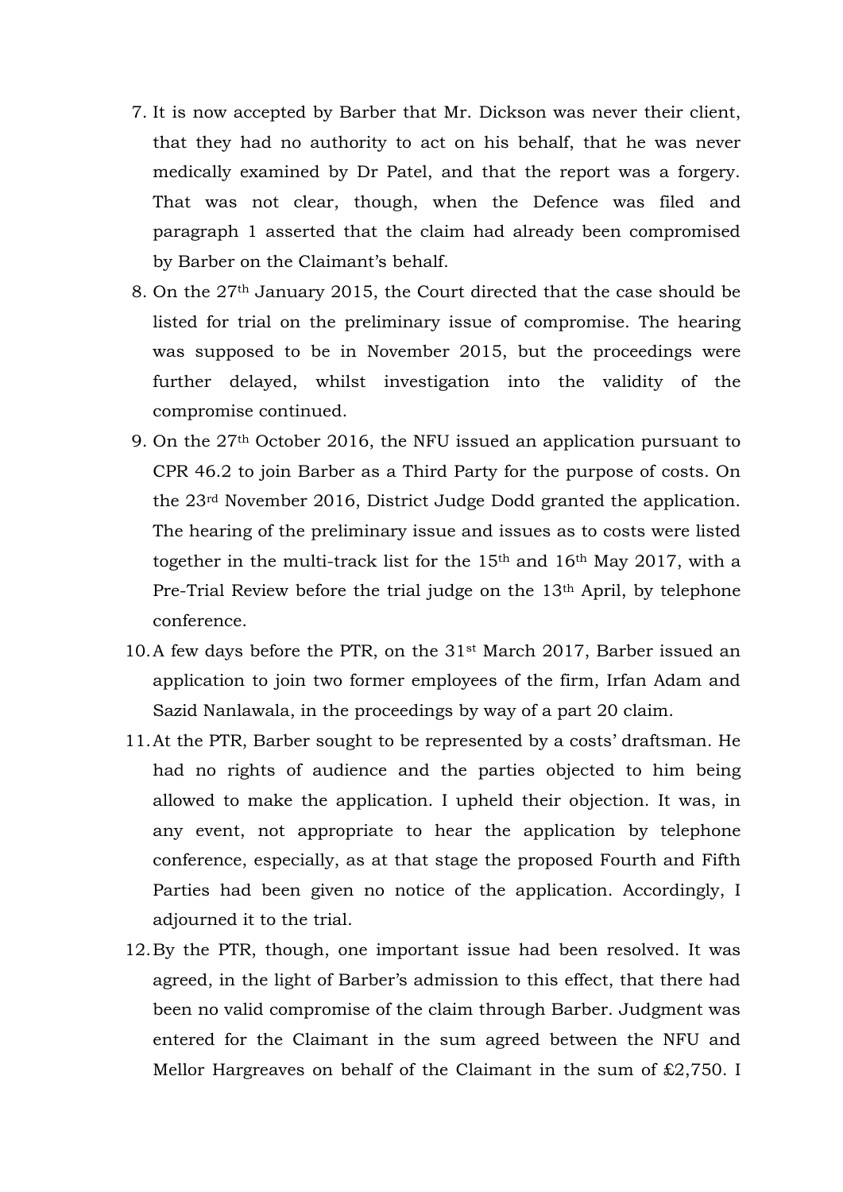7. It is now accepted by Barber that Mr. Dickson was never their client, that they had no authority to act on his behalf, that he was never medically examined by Dr Patel, and that the report was a forgery. That was not clear, though, when the Defence was filed and paragraph 1 asserted that the claim had already been compromised by Barber on the Claimant's behalf.
8. On the 27th January 2015, the Court directed that the case should be listed for trial on the preliminary issue of compromise. The hearing was supposed to be in November 2015, but the proceedings were further delayed, whilst investigation into the validity of the compromise continued.
9. On the 27th October 2016, the NFU issued an application pursuant to CPR 46.2 to join Barber as a Third Party for the purpose of costs. On the 23rd November 2016, District Judge Dodd granted the application. The hearing of the preliminary issue and issues as to costs were listed together in the multi-track list for the 15th and 16th May 2017, with a Pre-Trial Review before the trial judge on the 13th April, by telephone conference.
10. A few days before the PTR, on the 31st March 2017, Barber issued an application to join two former employees of the firm, Irfan Adam and Sazid Nanlawala, in the proceedings by way of a part 20 claim.
11. At the PTR, Barber sought to be represented by a costs' draftsman. He had no rights of audience and the parties objected to him being allowed to make the application. I upheld their objection. It was, in any event, not appropriate to hear the application by telephone conference, especially, as at that stage the proposed Fourth and Fifth Parties had been given no notice of the application. Accordingly, I adjourned it to the trial.
12. By the PTR, though, one important issue had been resolved. It was agreed, in the light of Barber's admission to this effect, that there had been no valid compromise of the claim through Barber. Judgment was entered for the Claimant in the sum agreed between the NFU and Mellor Hargreaves on behalf of the Claimant in the sum of £2,750. I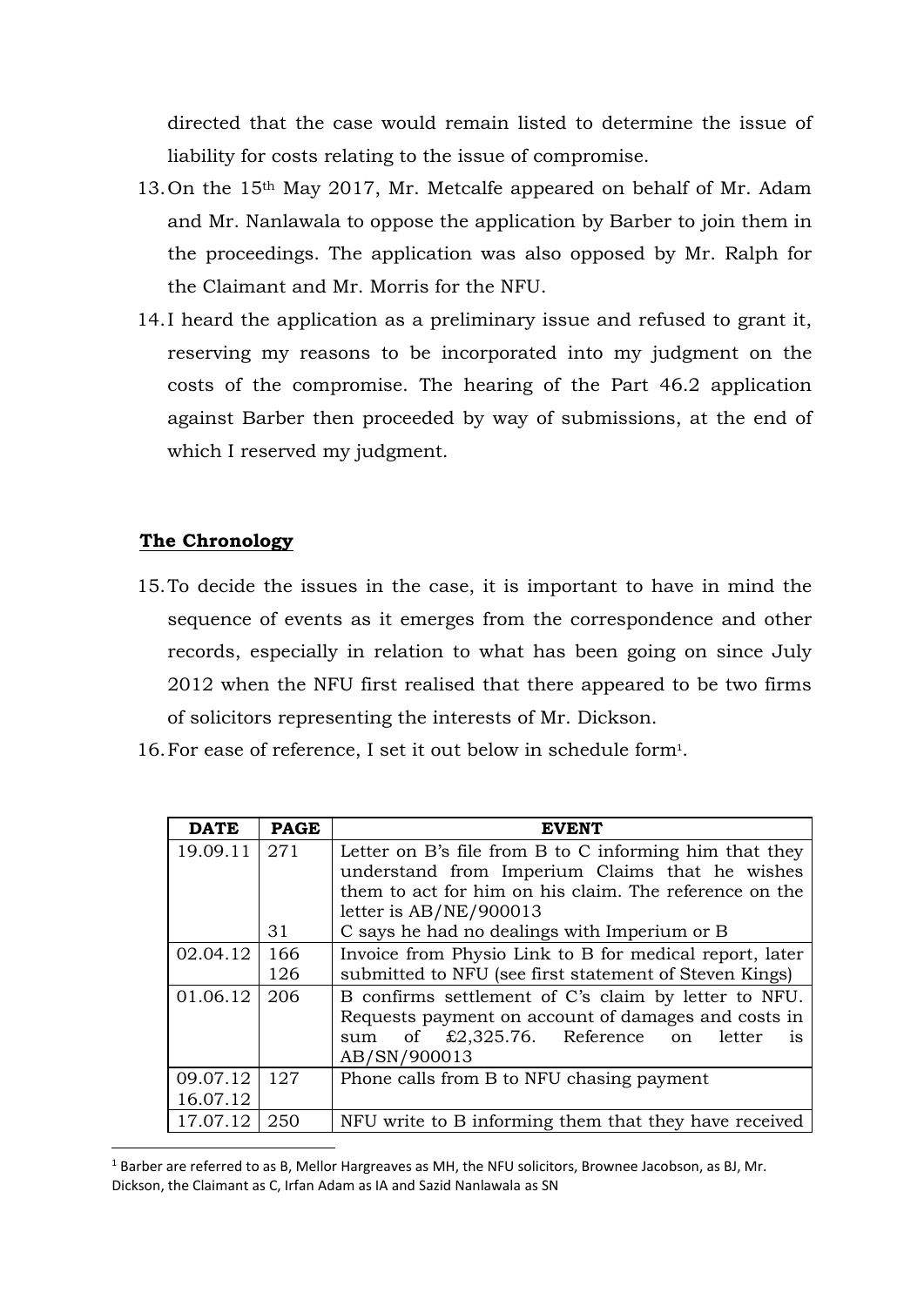directed that the case would remain listed to determine the issue of liability for costs relating to the issue of compromise.

13. On the 15th May 2017, Mr. Metcalfe appeared on behalf of Mr. Adam and Mr. Nanlawala to oppose the application by Barber to join them in the proceedings. The application was also opposed by Mr. Ralph for the Claimant and Mr. Morris for the NFU.

14. I heard the application as a preliminary issue and refused to grant it, reserving my reasons to be incorporated into my judgment on the costs of the compromise. The hearing of the Part 46.2 application against Barber then proceeded by way of submissions, at the end of which I reserved my judgment.

## The Chronology

15. To decide the issues in the case, it is important to have in mind the sequence of events as it emerges from the correspondence and other records, especially in relation to what has been going on since July 2012 when the NFU first realised that there appeared to be two firms of solicitors representing the interests of Mr. Dickson.

16. For ease of reference, I set it out below in schedule form[1].

| DATE | PAGE | EVENT |
|---|---|---|
| 19.09.11 | 271<br><br><br><br>31 | Letter on B's file from B to C informing him that they understand from Imperium Claims that he wishes them to act for him on his claim. The reference on the letter is AB/NE/900013<br>C says he had no dealings with Imperium or B |
| 02.04.12 | 166<br>126 | Invoice from Physio Link to B for medical report, later submitted to NFU (see first statement of Steven Kings) |
| 01.06.12 | 206 | B confirms settlement of C's claim by letter to NFU. Requests payment on account of damages and costs in sum of £2,325.76. Reference on letter is AB/SN/900013 |
| 09.07.12<br>16.07.12 | 127 | Phone calls from B to NFU chasing payment |
| 17.07.12 | 250 | NFU write to B informing them that they have received |

[1] Barber are referred to as B, Mellor Hargreaves as MH, the NFU solicitors, Brownee Jacobson, as BJ, Mr. Dickson, the Claimant as C, Irfan Adam as IA and Sazid Nanlawala as SN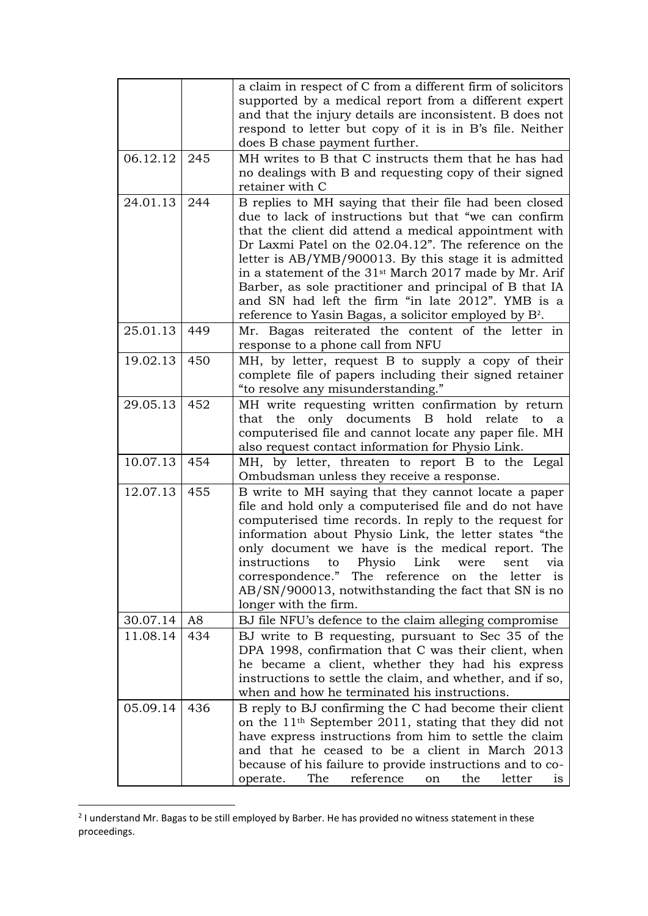| | | |
|---|---|---|
| | | a claim in respect of C from a different firm of solicitors supported by a medical report from a different expert and that the injury details are inconsistent. B does not respond to letter but copy of it is in B's file. Neither does B chase payment further. |
| 06.12.12 | 245 | MH writes to B that C instructs them that he has had no dealings with B and requesting copy of their signed retainer with C |
| 24.01.13 | 244 | B replies to MH saying that their file had been closed due to lack of instructions but that "we can confirm that the client did attend a medical appointment with Dr Laxmi Patel on the 02.04.12". The reference on the letter is AB/YMB/900013. By this stage it is admitted in a statement of the 31st March 2017 made by Mr. Arif Barber, as sole practitioner and principal of B that IA and SN had left the firm "in late 2012". YMB is a reference to Yasin Bagas, a solicitor employed by B[2]. |
| 25.01.13 | 449 | Mr. Bagas reiterated the content of the letter in response to a phone call from NFU |
| 19.02.13 | 450 | MH, by letter, request B to supply a copy of their complete file of papers including their signed retainer "to resolve any misunderstanding." |
| 29.05.13 | 452 | MH write requesting written confirmation by return that the only documents B hold relate to a computerised file and cannot locate any paper file. MH also request contact information for Physio Link. |
| 10.07.13 | 454 | MH, by letter, threaten to report B to the Legal Ombudsman unless they receive a response. |
| 12.07.13 | 455 | B write to MH saying that they cannot locate a paper file and hold only a computerised file and do not have computerised time records. In reply to the request for information about Physio Link, the letter states "the only document we have is the medical report. The instructions to Physio Link were sent via correspondence." The reference on the letter is AB/SN/900013, notwithstanding the fact that SN is no longer with the firm. |
| 30.07.14 | A8 | BJ file NFU's defence to the claim alleging compromise |
| 11.08.14 | 434 | BJ write to B requesting, pursuant to Sec 35 of the DPA 1998, confirmation that C was their client, when he became a client, whether they had his express instructions to settle the claim, and whether, and if so, when and how he terminated his instructions. |
| 05.09.14 | 436 | B reply to BJ confirming the C had become their client on the 11th September 2011, stating that they did not have express instructions from him to settle the claim and that he ceased to be a client in March 2013 because of his failure to provide instructions and to co-operate. The reference on the letter is |

[2] I understand Mr. Bagas to be still employed by Barber. He has provided no witness statement in these proceedings.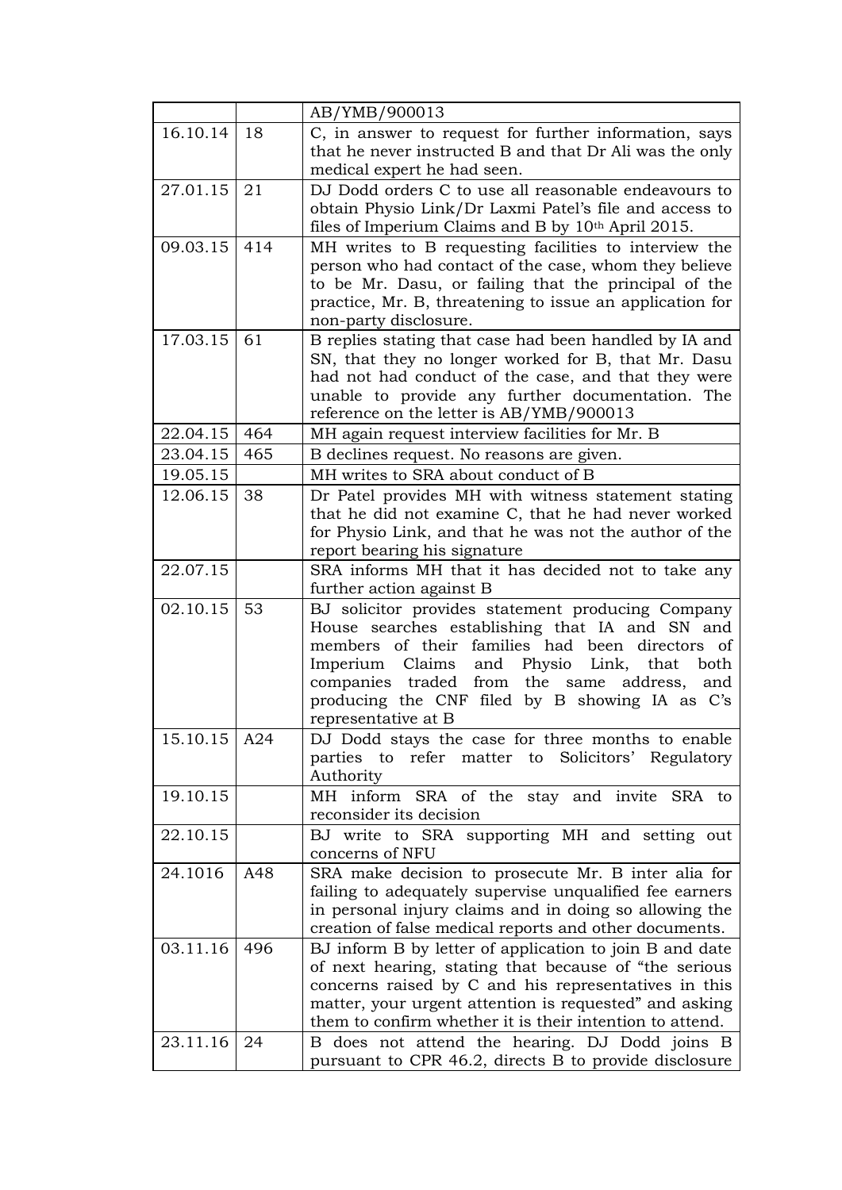| | | |
|---|---|---|
| | | AB/YMB/900013 |
| 16.10.14 | 18 | C, in answer to request for further information, says that he never instructed B and that Dr Ali was the only medical expert he had seen. |
| 27.01.15 | 21 | DJ Dodd orders C to use all reasonable endeavours to obtain Physio Link/Dr Laxmi Patel's file and access to files of Imperium Claims and B by 10th April 2015. |
| 09.03.15 | 414 | MH writes to B requesting facilities to interview the person who had contact of the case, whom they believe to be Mr. Dasu, or failing that the principal of the practice, Mr. B, threatening to issue an application for non-party disclosure. |
| 17.03.15 | 61 | B replies stating that case had been handled by IA and SN, that they no longer worked for B, that Mr. Dasu had not had conduct of the case, and that they were unable to provide any further documentation. The reference on the letter is AB/YMB/900013 |
| 22.04.15 | 464 | MH again request interview facilities for Mr. B |
| 23.04.15 | 465 | B declines request. No reasons are given. |
| 19.05.15 | | MH writes to SRA about conduct of B |
| 12.06.15 | 38 | Dr Patel provides MH with witness statement stating that he did not examine C, that he had never worked for Physio Link, and that he was not the author of the report bearing his signature |
| 22.07.15 | | SRA informs MH that it has decided not to take any further action against B |
| 02.10.15 | 53 | BJ solicitor provides statement producing Company House searches establishing that IA and SN and members of their families had been directors of Imperium Claims and Physio Link, that both companies traded from the same address, and producing the CNF filed by B showing IA as C's representative at B |
| 15.10.15 | A24 | DJ Dodd stays the case for three months to enable parties to refer matter to Solicitors' Regulatory Authority |
| 19.10.15 | | MH inform SRA of the stay and invite SRA to reconsider its decision |
| 22.10.15 | | BJ write to SRA supporting MH and setting out concerns of NFU |
| 24.1016 | A48 | SRA make decision to prosecute Mr. B inter alia for failing to adequately supervise unqualified fee earners in personal injury claims and in doing so allowing the creation of false medical reports and other documents. |
| 03.11.16 | 496 | BJ inform B by letter of application to join B and date of next hearing, stating that because of "the serious concerns raised by C and his representatives in this matter, your urgent attention is requested" and asking them to confirm whether it is their intention to attend. |
| 23.11.16 | 24 | B does not attend the hearing. DJ Dodd joins B pursuant to CPR 46.2, directs B to provide disclosure |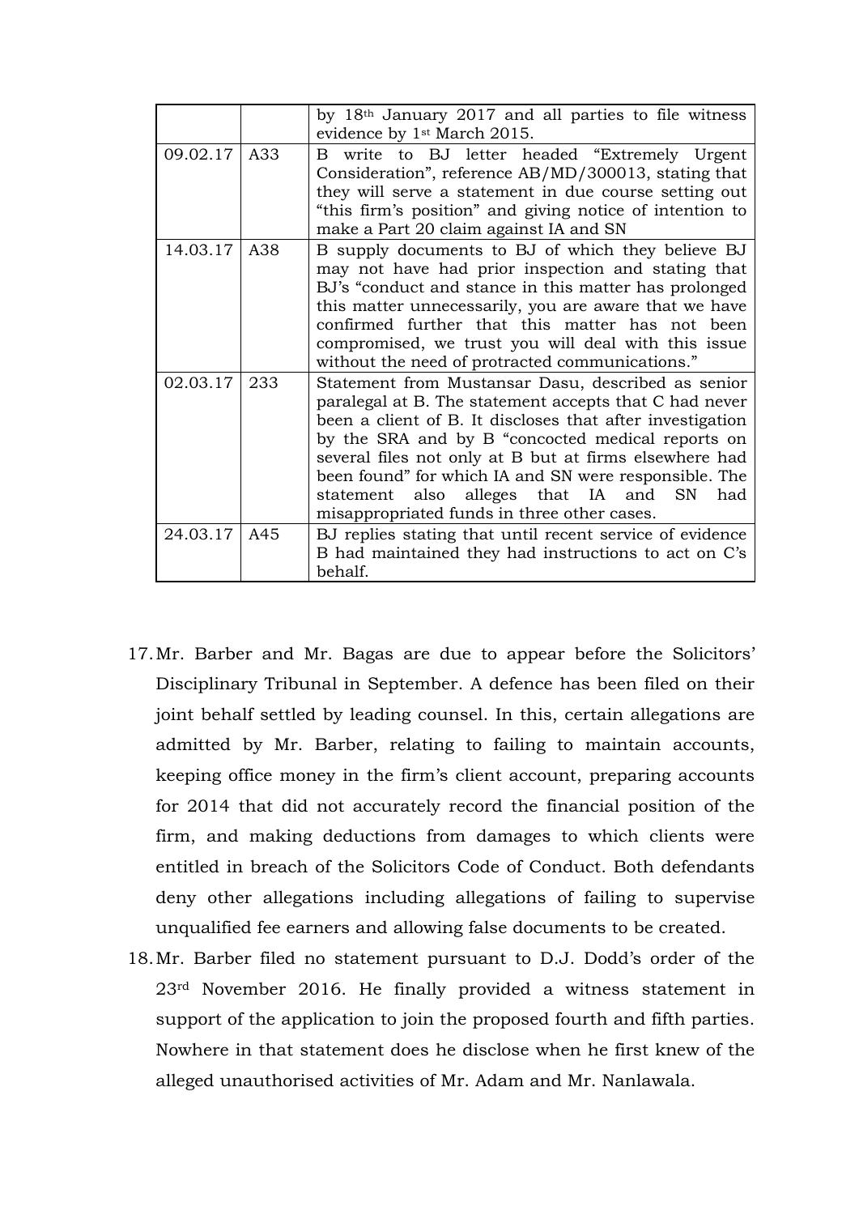| | | |
|---|---|---|
| | | by 18th January 2017 and all parties to file witness evidence by 1st March 2015. |
| 09.02.17 | A33 | B write to BJ letter headed "Extremely Urgent Consideration", reference AB/MD/300013, stating that they will serve a statement in due course setting out "this firm's position" and giving notice of intention to make a Part 20 claim against IA and SN |
| 14.03.17 | A38 | B supply documents to BJ of which they believe BJ may not have had prior inspection and stating that BJ's "conduct and stance in this matter has prolonged this matter unnecessarily, you are aware that we have confirmed further that this matter has not been compromised, we trust you will deal with this issue without the need of protracted communications." |
| 02.03.17 | 233 | Statement from Mustansar Dasu, described as senior paralegal at B. The statement accepts that C had never been a client of B. It discloses that after investigation by the SRA and by B "concocted medical reports on several files not only at B but at firms elsewhere had been found" for which IA and SN were responsible. The statement also alleges that IA and SN had misappropriated funds in three other cases. |
| 24.03.17 | A45 | BJ replies stating that until recent service of evidence B had maintained they had instructions to act on C's behalf. |

17. Mr. Barber and Mr. Bagas are due to appear before the Solicitors' Disciplinary Tribunal in September. A defence has been filed on their joint behalf settled by leading counsel. In this, certain allegations are admitted by Mr. Barber, relating to failing to maintain accounts, keeping office money in the firm's client account, preparing accounts for 2014 that did not accurately record the financial position of the firm, and making deductions from damages to which clients were entitled in breach of the Solicitors Code of Conduct. Both defendants deny other allegations including allegations of failing to supervise unqualified fee earners and allowing false documents to be created.

18. Mr. Barber filed no statement pursuant to D.J. Dodd's order of the 23rd November 2016. He finally provided a witness statement in support of the application to join the proposed fourth and fifth parties. Nowhere in that statement does he disclose when he first knew of the alleged unauthorised activities of Mr. Adam and Mr. Nanlawala.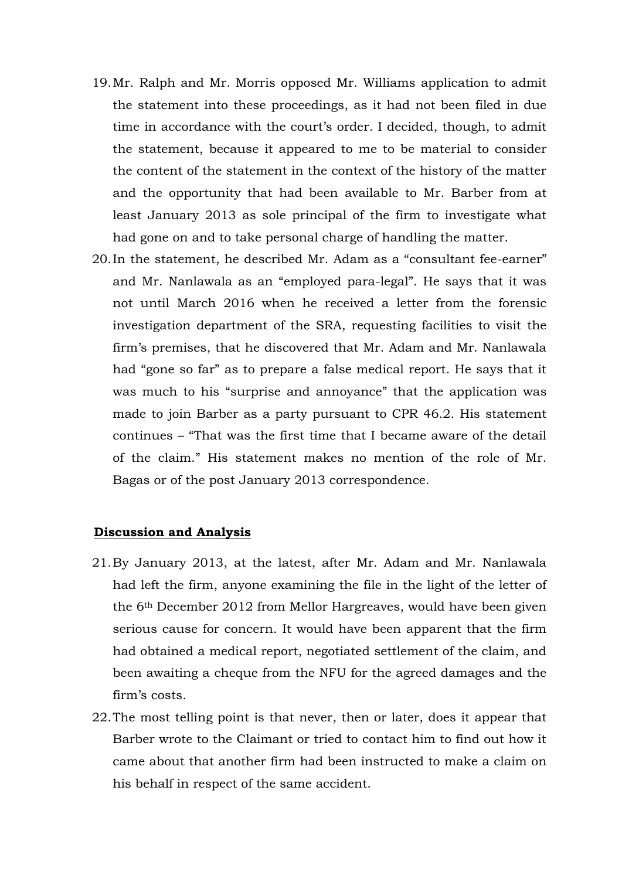19. Mr. Ralph and Mr. Morris opposed Mr. Williams application to admit the statement into these proceedings, as it had not been filed in due time in accordance with the court's order. I decided, though, to admit the statement, because it appeared to me to be material to consider the content of the statement in the context of the history of the matter and the opportunity that had been available to Mr. Barber from at least January 2013 as sole principal of the firm to investigate what had gone on and to take personal charge of handling the matter.
20. In the statement, he described Mr. Adam as a "consultant fee-earner" and Mr. Nanlawala as an "employed para-legal". He says that it was not until March 2016 when he received a letter from the forensic investigation department of the SRA, requesting facilities to visit the firm's premises, that he discovered that Mr. Adam and Mr. Nanlawala had "gone so far" as to prepare a false medical report. He says that it was much to his "surprise and annoyance" that the application was made to join Barber as a party pursuant to CPR 46.2. His statement continues – "That was the first time that I became aware of the detail of the claim." His statement makes no mention of the role of Mr. Bagas or of the post January 2013 correspondence.

**Discussion and Analysis**

21. By January 2013, at the latest, after Mr. Adam and Mr. Nanlawala had left the firm, anyone examining the file in the light of the letter of the 6th December 2012 from Mellor Hargreaves, would have been given serious cause for concern. It would have been apparent that the firm had obtained a medical report, negotiated settlement of the claim, and been awaiting a cheque from the NFU for the agreed damages and the firm's costs.
22. The most telling point is that never, then or later, does it appear that Barber wrote to the Claimant or tried to contact him to find out how it came about that another firm had been instructed to make a claim on his behalf in respect of the same accident.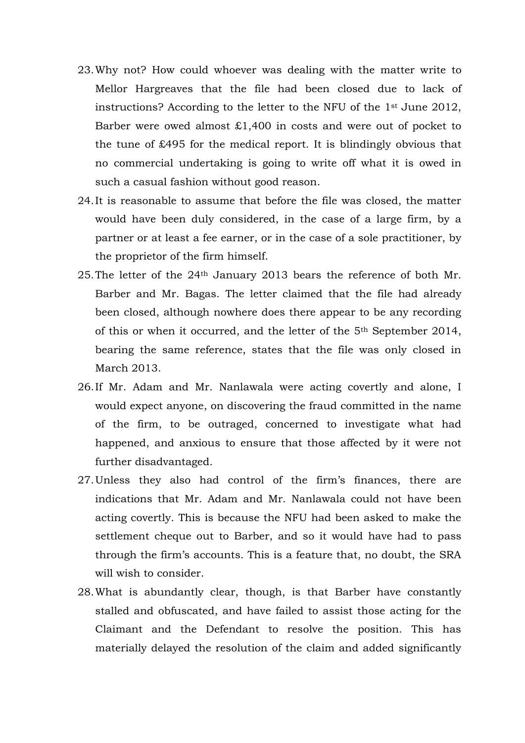23. Why not? How could whoever was dealing with the matter write to Mellor Hargreaves that the file had been closed due to lack of instructions? According to the letter to the NFU of the 1st June 2012, Barber were owed almost £1,400 in costs and were out of pocket to the tune of £495 for the medical report. It is blindingly obvious that no commercial undertaking is going to write off what it is owed in such a casual fashion without good reason.
24. It is reasonable to assume that before the file was closed, the matter would have been duly considered, in the case of a large firm, by a partner or at least a fee earner, or in the case of a sole practitioner, by the proprietor of the firm himself.
25. The letter of the 24th January 2013 bears the reference of both Mr. Barber and Mr. Bagas. The letter claimed that the file had already been closed, although nowhere does there appear to be any recording of this or when it occurred, and the letter of the 5th September 2014, bearing the same reference, states that the file was only closed in March 2013.
26. If Mr. Adam and Mr. Nanlawala were acting covertly and alone, I would expect anyone, on discovering the fraud committed in the name of the firm, to be outraged, concerned to investigate what had happened, and anxious to ensure that those affected by it were not further disadvantaged.
27. Unless they also had control of the firm's finances, there are indications that Mr. Adam and Mr. Nanlawala could not have been acting covertly. This is because the NFU had been asked to make the settlement cheque out to Barber, and so it would have had to pass through the firm's accounts. This is a feature that, no doubt, the SRA will wish to consider.
28. What is abundantly clear, though, is that Barber have constantly stalled and obfuscated, and have failed to assist those acting for the Claimant and the Defendant to resolve the position. This has materially delayed the resolution of the claim and added significantly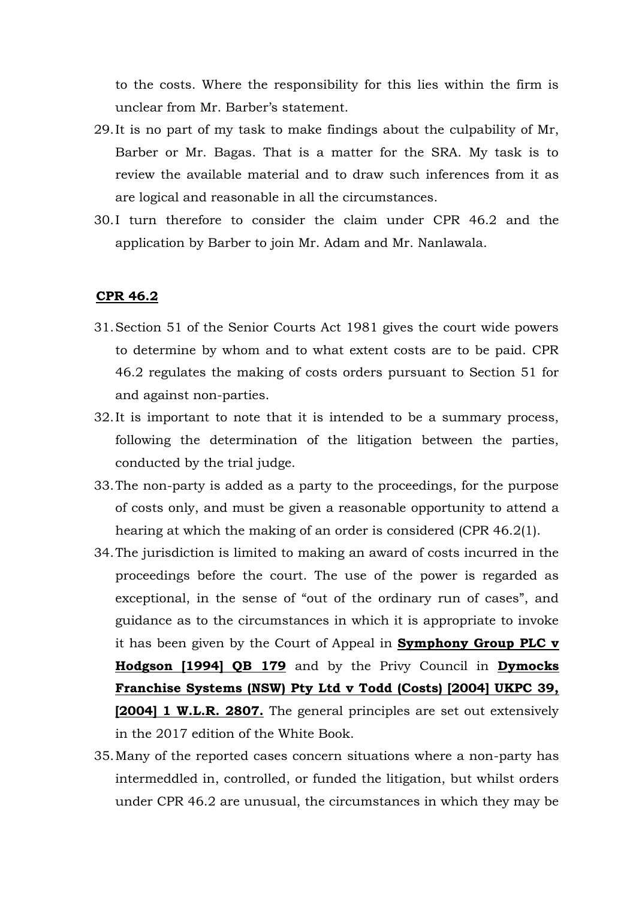to the costs. Where the responsibility for this lies within the firm is unclear from Mr. Barber's statement.

29. It is no part of my task to make findings about the culpability of Mr, Barber or Mr. Bagas. That is a matter for the SRA. My task is to review the available material and to draw such inferences from it as are logical and reasonable in all the circumstances.

30. I turn therefore to consider the claim under CPR 46.2 and the application by Barber to join Mr. Adam and Mr. Nanlawala.

**CPR 46.2**

31. Section 51 of the Senior Courts Act 1981 gives the court wide powers to determine by whom and to what extent costs are to be paid. CPR 46.2 regulates the making of costs orders pursuant to Section 51 for and against non-parties.

32. It is important to note that it is intended to be a summary process, following the determination of the litigation between the parties, conducted by the trial judge.

33. The non-party is added as a party to the proceedings, for the purpose of costs only, and must be given a reasonable opportunity to attend a hearing at which the making of an order is considered (CPR 46.2(1).

34. The jurisdiction is limited to making an award of costs incurred in the proceedings before the court. The use of the power is regarded as exceptional, in the sense of "out of the ordinary run of cases", and guidance as to the circumstances in which it is appropriate to invoke it has been given by the Court of Appeal in **Symphony Group PLC v Hodgson [1994] QB 179** and by the Privy Council in **Dymocks Franchise Systems (NSW) Pty Ltd v Todd (Costs) [2004] UKPC 39, [2004] 1 W.L.R. 2807.** The general principles are set out extensively in the 2017 edition of the White Book.

35. Many of the reported cases concern situations where a non-party has intermeddled in, controlled, or funded the litigation, but whilst orders under CPR 46.2 are unusual, the circumstances in which they may be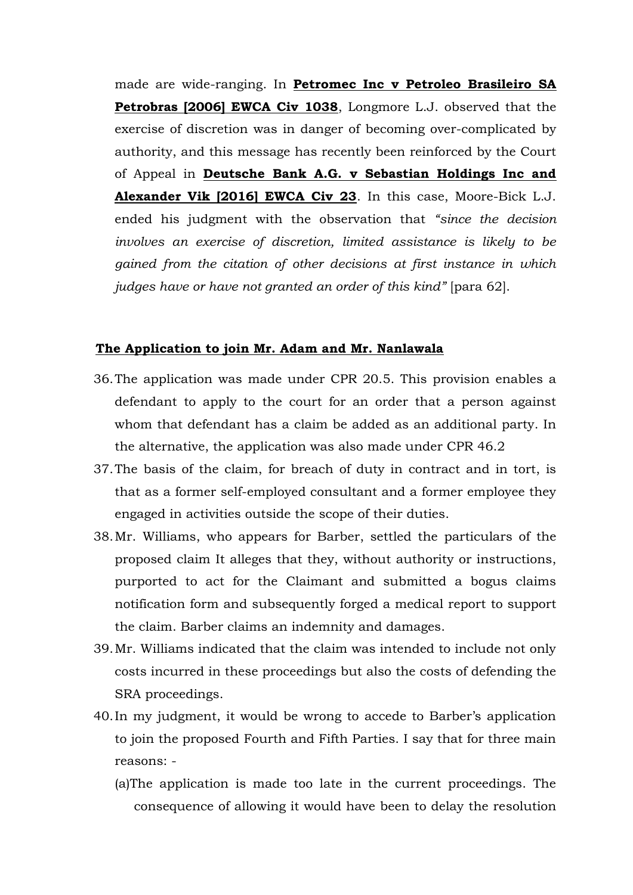made are wide-ranging. In **Petromec Inc v Petroleo Brasileiro SA Petrobras [2006] EWCA Civ 1038**, Longmore L.J. observed that the exercise of discretion was in danger of becoming over-complicated by authority, and this message has recently been reinforced by the Court of Appeal in **Deutsche Bank A.G. v Sebastian Holdings Inc and Alexander Vik [2016] EWCA Civ 23**. In this case, Moore-Bick L.J. ended his judgment with the observation that *"since the decision involves an exercise of discretion, limited assistance is likely to be gained from the citation of other decisions at first instance in which judges have or have not granted an order of this kind"* [para 62].

## The Application to join Mr. Adam and Mr. Nanlawala

36. The application was made under CPR 20.5. This provision enables a defendant to apply to the court for an order that a person against whom that defendant has a claim be added as an additional party. In the alternative, the application was also made under CPR 46.2

37. The basis of the claim, for breach of duty in contract and in tort, is that as a former self-employed consultant and a former employee they engaged in activities outside the scope of their duties.

38. Mr. Williams, who appears for Barber, settled the particulars of the proposed claim It alleges that they, without authority or instructions, purported to act for the Claimant and submitted a bogus claims notification form and subsequently forged a medical report to support the claim. Barber claims an indemnity and damages.

39. Mr. Williams indicated that the claim was intended to include not only costs incurred in these proceedings but also the costs of defending the SRA proceedings.

40. In my judgment, it would be wrong to accede to Barber's application to join the proposed Fourth and Fifth Parties. I say that for three main reasons: -

    (a) The application is made too late in the current proceedings. The consequence of allowing it would have been to delay the resolution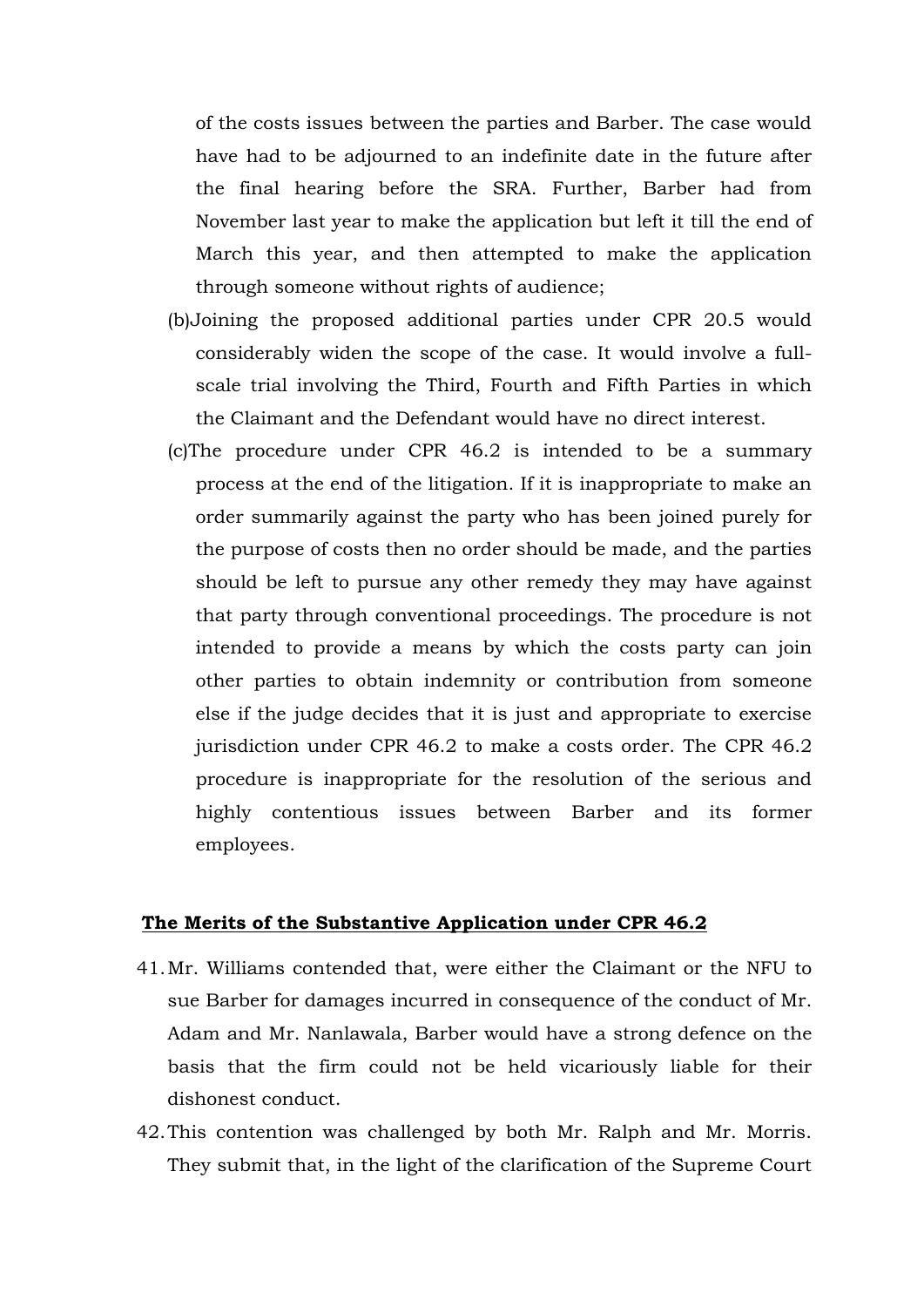of the costs issues between the parties and Barber. The case would have had to be adjourned to an indefinite date in the future after the final hearing before the SRA. Further, Barber had from November last year to make the application but left it till the end of March this year, and then attempted to make the application through someone without rights of audience;

(b) Joining the proposed additional parties under CPR 20.5 would considerably widen the scope of the case. It would involve a full-scale trial involving the Third, Fourth and Fifth Parties in which the Claimant and the Defendant would have no direct interest.

(c) The procedure under CPR 46.2 is intended to be a summary process at the end of the litigation. If it is inappropriate to make an order summarily against the party who has been joined purely for the purpose of costs then no order should be made, and the parties should be left to pursue any other remedy they may have against that party through conventional proceedings. The procedure is not intended to provide a means by which the costs party can join other parties to obtain indemnity or contribution from someone else if the judge decides that it is just and appropriate to exercise jurisdiction under CPR 46.2 to make a costs order. The CPR 46.2 procedure is inappropriate for the resolution of the serious and highly contentious issues between Barber and its former employees.

**The Merits of the Substantive Application under CPR 46.2**

41. Mr. Williams contended that, were either the Claimant or the NFU to sue Barber for damages incurred in consequence of the conduct of Mr. Adam and Mr. Nanlawala, Barber would have a strong defence on the basis that the firm could not be held vicariously liable for their dishonest conduct.

42. This contention was challenged by both Mr. Ralph and Mr. Morris. They submit that, in the light of the clarification of the Supreme Court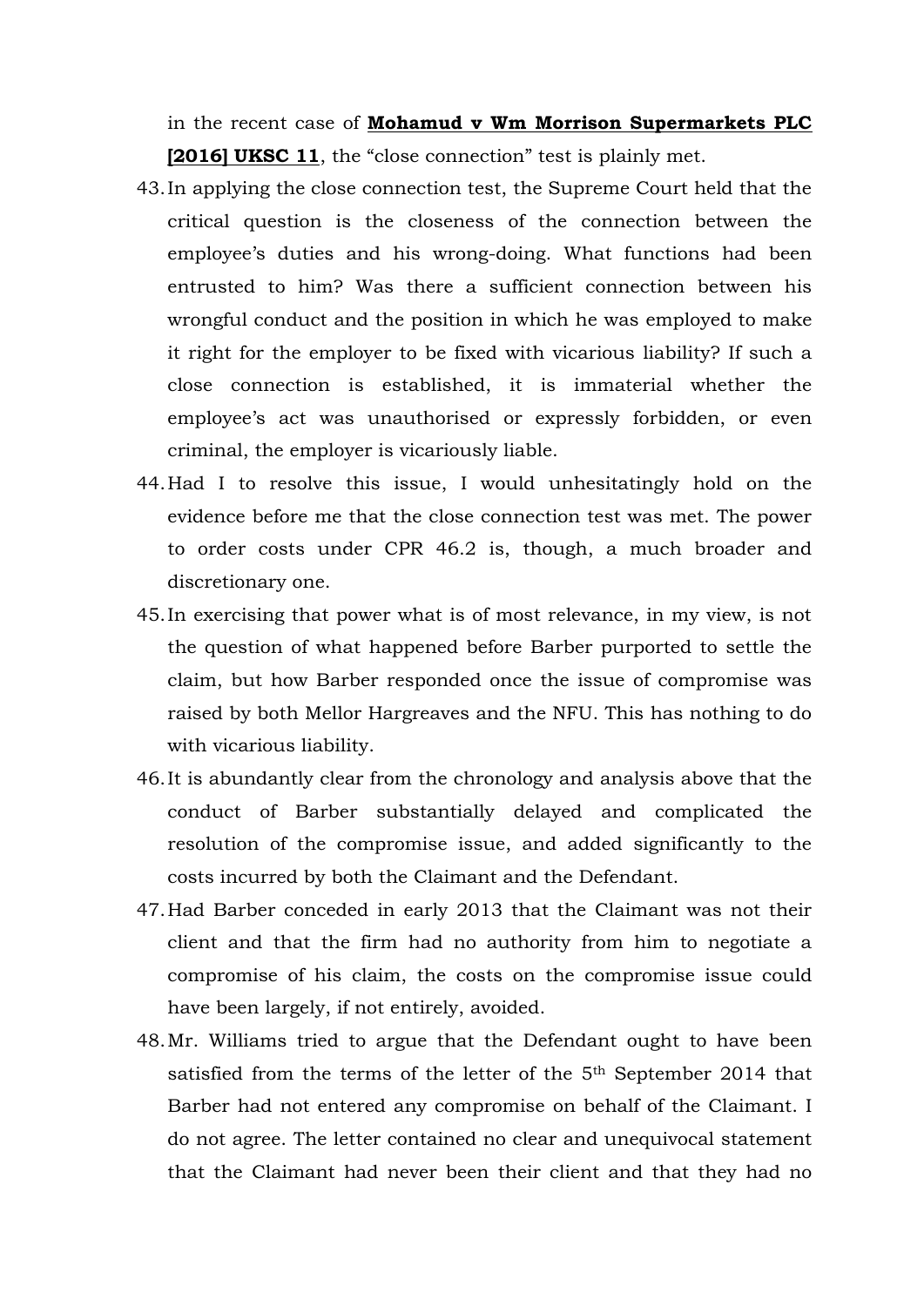in the recent case of **Mohamud v Wm Morrison Supermarkets PLC [2016] UKSC 11**, the "close connection" test is plainly met.

43. In applying the close connection test, the Supreme Court held that the critical question is the closeness of the connection between the employee's duties and his wrong-doing. What functions had been entrusted to him? Was there a sufficient connection between his wrongful conduct and the position in which he was employed to make it right for the employer to be fixed with vicarious liability? If such a close connection is established, it is immaterial whether the employee's act was unauthorised or expressly forbidden, or even criminal, the employer is vicariously liable.

44. Had I to resolve this issue, I would unhesitatingly hold on the evidence before me that the close connection test was met. The power to order costs under CPR 46.2 is, though, a much broader and discretionary one.

45. In exercising that power what is of most relevance, in my view, is not the question of what happened before Barber purported to settle the claim, but how Barber responded once the issue of compromise was raised by both Mellor Hargreaves and the NFU. This has nothing to do with vicarious liability.

46. It is abundantly clear from the chronology and analysis above that the conduct of Barber substantially delayed and complicated the resolution of the compromise issue, and added significantly to the costs incurred by both the Claimant and the Defendant.

47. Had Barber conceded in early 2013 that the Claimant was not their client and that the firm had no authority from him to negotiate a compromise of his claim, the costs on the compromise issue could have been largely, if not entirely, avoided.

48. Mr. Williams tried to argue that the Defendant ought to have been satisfied from the terms of the letter of the 5th September 2014 that Barber had not entered any compromise on behalf of the Claimant. I do not agree. The letter contained no clear and unequivocal statement that the Claimant had never been their client and that they had no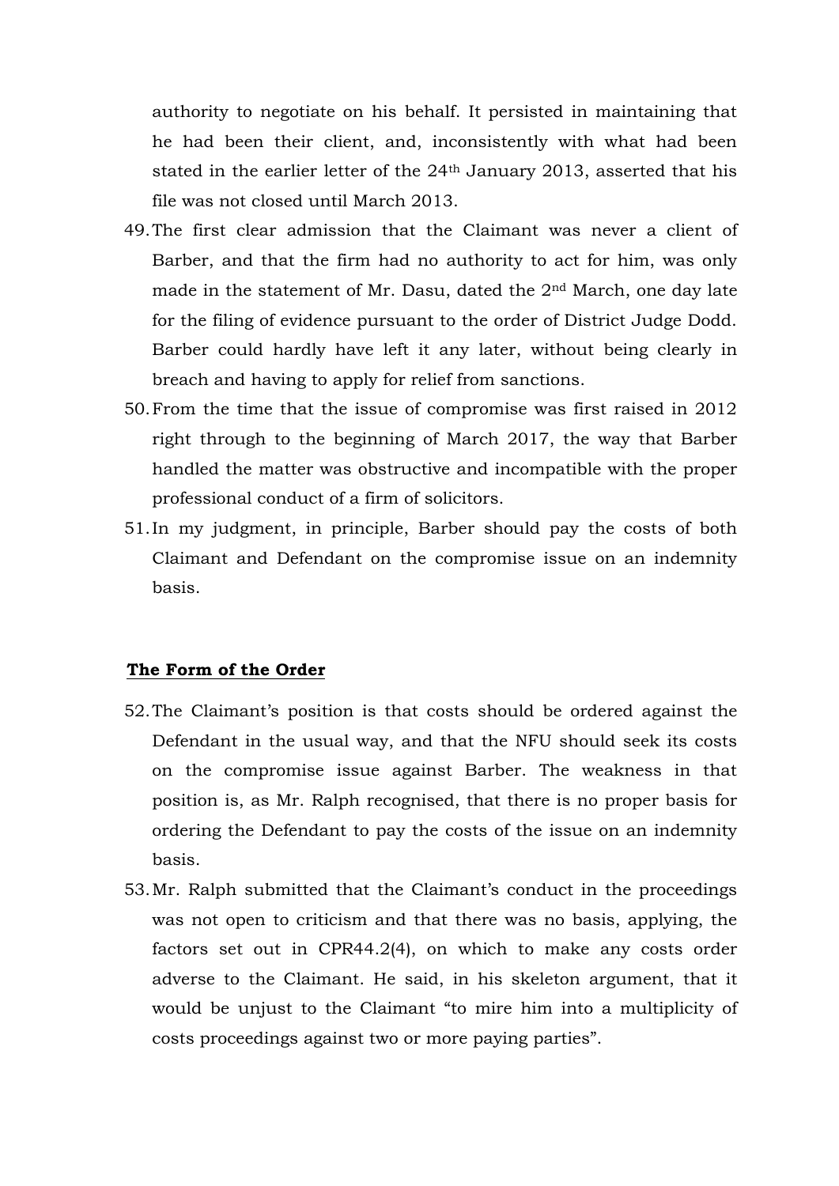authority to negotiate on his behalf. It persisted in maintaining that he had been their client, and, inconsistently with what had been stated in the earlier letter of the 24th January 2013, asserted that his file was not closed until March 2013.

49. The first clear admission that the Claimant was never a client of Barber, and that the firm had no authority to act for him, was only made in the statement of Mr. Dasu, dated the 2nd March, one day late for the filing of evidence pursuant to the order of District Judge Dodd. Barber could hardly have left it any later, without being clearly in breach and having to apply for relief from sanctions.

50. From the time that the issue of compromise was first raised in 2012 right through to the beginning of March 2017, the way that Barber handled the matter was obstructive and incompatible with the proper professional conduct of a firm of solicitors.

51. In my judgment, in principle, Barber should pay the costs of both Claimant and Defendant on the compromise issue on an indemnity basis.

**The Form of the Order**

52. The Claimant's position is that costs should be ordered against the Defendant in the usual way, and that the NFU should seek its costs on the compromise issue against Barber. The weakness in that position is, as Mr. Ralph recognised, that there is no proper basis for ordering the Defendant to pay the costs of the issue on an indemnity basis.

53. Mr. Ralph submitted that the Claimant's conduct in the proceedings was not open to criticism and that there was no basis, applying, the factors set out in CPR44.2(4), on which to make any costs order adverse to the Claimant. He said, in his skeleton argument, that it would be unjust to the Claimant "to mire him into a multiplicity of costs proceedings against two or more paying parties".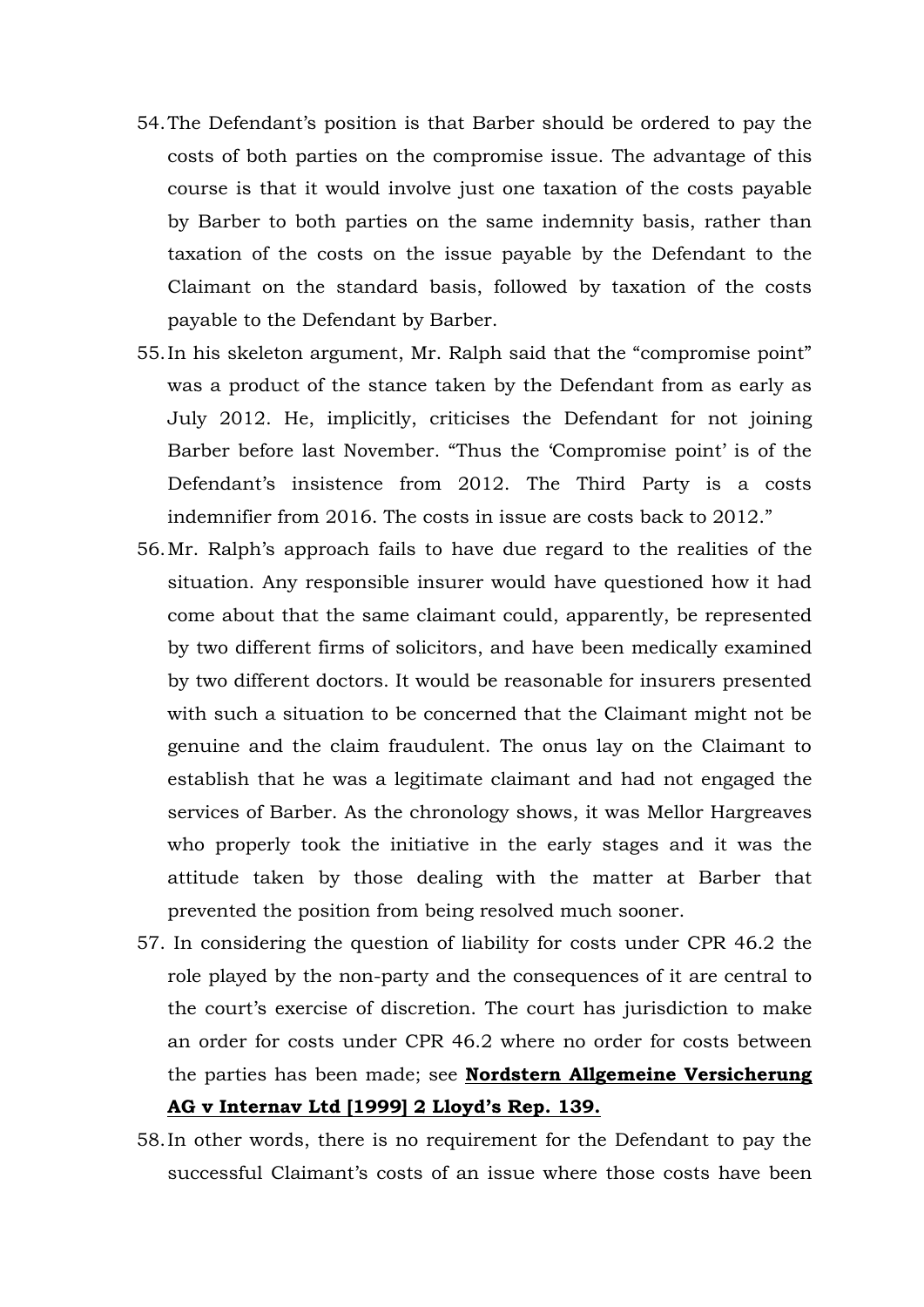54. The Defendant's position is that Barber should be ordered to pay the costs of both parties on the compromise issue. The advantage of this course is that it would involve just one taxation of the costs payable by Barber to both parties on the same indemnity basis, rather than taxation of the costs on the issue payable by the Defendant to the Claimant on the standard basis, followed by taxation of the costs payable to the Defendant by Barber.
55. In his skeleton argument, Mr. Ralph said that the "compromise point" was a product of the stance taken by the Defendant from as early as July 2012. He, implicitly, criticises the Defendant for not joining Barber before last November. "Thus the 'Compromise point' is of the Defendant's insistence from 2012. The Third Party is a costs indemnifier from 2016. The costs in issue are costs back to 2012."
56. Mr. Ralph's approach fails to have due regard to the realities of the situation. Any responsible insurer would have questioned how it had come about that the same claimant could, apparently, be represented by two different firms of solicitors, and have been medically examined by two different doctors. It would be reasonable for insurers presented with such a situation to be concerned that the Claimant might not be genuine and the claim fraudulent. The onus lay on the Claimant to establish that he was a legitimate claimant and had not engaged the services of Barber. As the chronology shows, it was Mellor Hargreaves who properly took the initiative in the early stages and it was the attitude taken by those dealing with the matter at Barber that prevented the position from being resolved much sooner.
57. In considering the question of liability for costs under CPR 46.2 the role played by the non-party and the consequences of it are central to the court's exercise of discretion. The court has jurisdiction to make an order for costs under CPR 46.2 where no order for costs between the parties has been made; see **Nordstern Allgemeine Versicherung AG v Internav Ltd [1999] 2 Lloyd's Rep. 139.**
58. In other words, there is no requirement for the Defendant to pay the successful Claimant's costs of an issue where those costs have been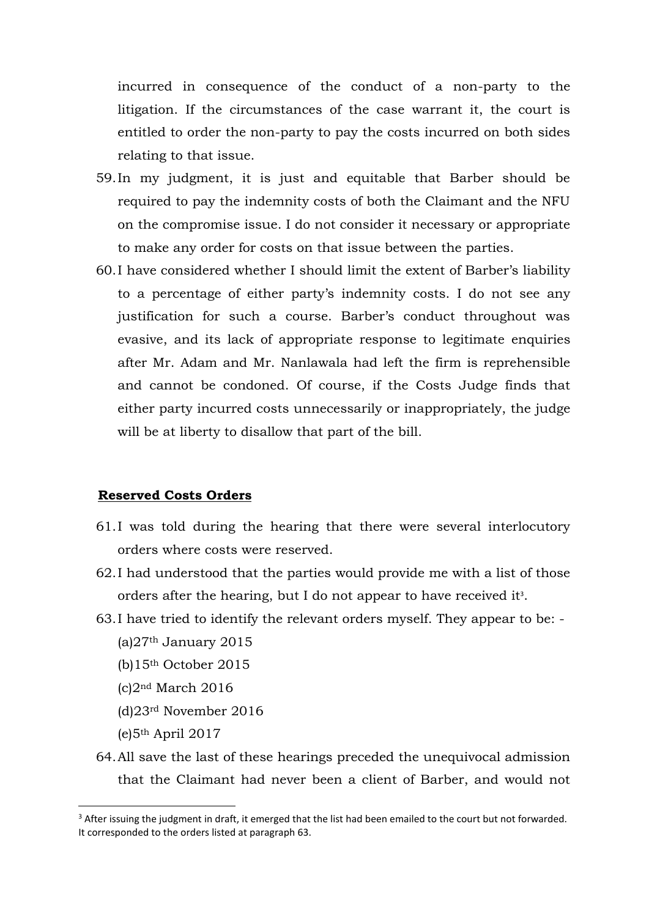incurred in consequence of the conduct of a non-party to the litigation. If the circumstances of the case warrant it, the court is entitled to order the non-party to pay the costs incurred on both sides relating to that issue.

59. In my judgment, it is just and equitable that Barber should be required to pay the indemnity costs of both the Claimant and the NFU on the compromise issue. I do not consider it necessary or appropriate to make any order for costs on that issue between the parties.

60. I have considered whether I should limit the extent of Barber's liability to a percentage of either party's indemnity costs. I do not see any justification for such a course. Barber's conduct throughout was evasive, and its lack of appropriate response to legitimate enquiries after Mr. Adam and Mr. Nanlawala had left the firm is reprehensible and cannot be condoned. Of course, if the Costs Judge finds that either party incurred costs unnecessarily or inappropriately, the judge will be at liberty to disallow that part of the bill.

**Reserved Costs Orders**

61. I was told during the hearing that there were several interlocutory orders where costs were reserved.

62. I had understood that the parties would provide me with a list of those orders after the hearing, but I do not appear to have received it[3].

63. I have tried to identify the relevant orders myself. They appear to be: -
    (a) 27th January 2015
    (b) 15th October 2015
    (c) 2nd March 2016
    (d) 23rd November 2016
    (e) 5th April 2017

64. All save the last of these hearings preceded the unequivocal admission that the Claimant had never been a client of Barber, and would not

[3] After issuing the judgment in draft, it emerged that the list had been emailed to the court but not forwarded. It corresponded to the orders listed at paragraph 63.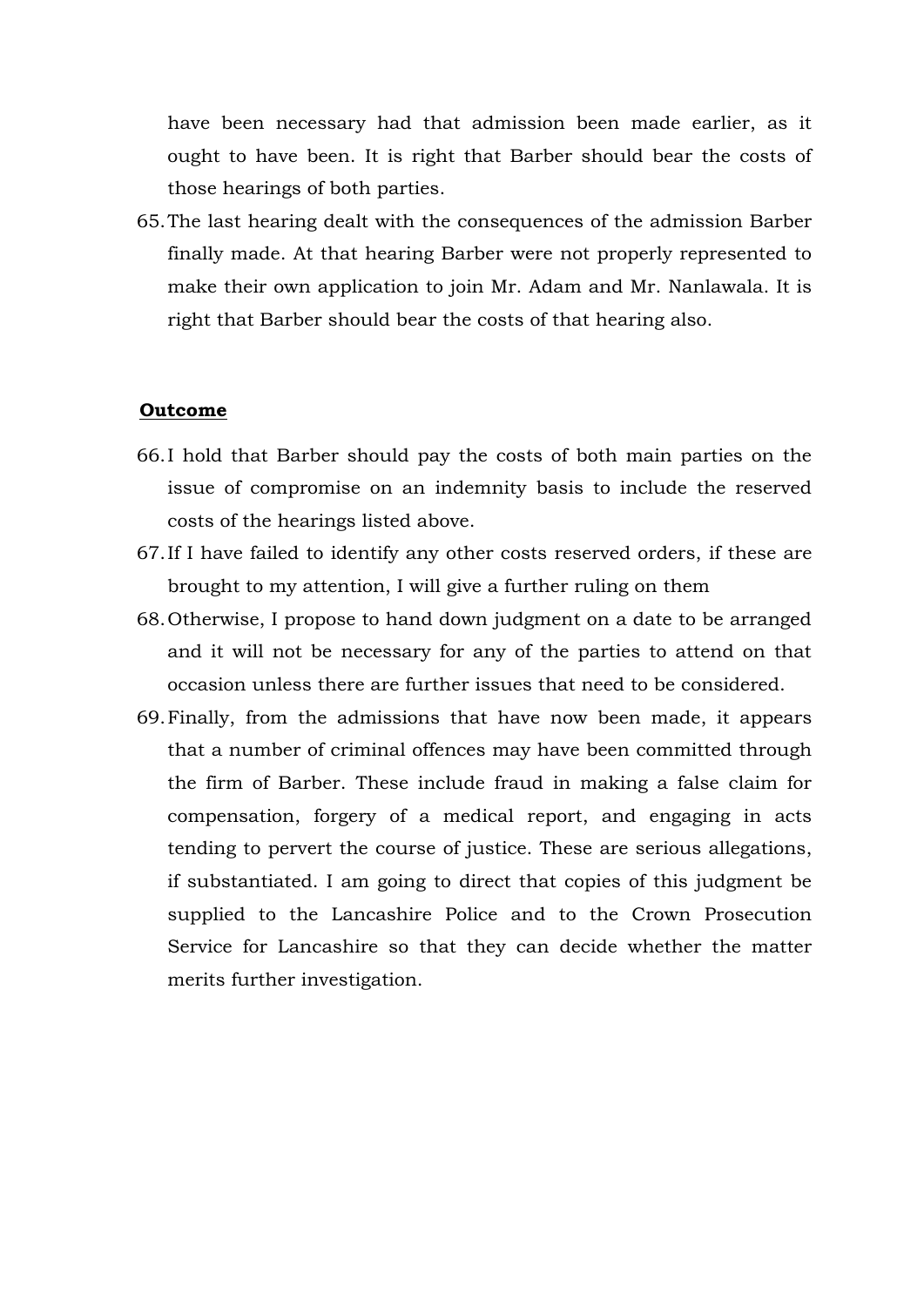have been necessary had that admission been made earlier, as it ought to have been. It is right that Barber should bear the costs of those hearings of both parties.

65. The last hearing dealt with the consequences of the admission Barber finally made. At that hearing Barber were not properly represented to make their own application to join Mr. Adam and Mr. Nanlawala. It is right that Barber should bear the costs of that hearing also.

**Outcome**

66. I hold that Barber should pay the costs of both main parties on the issue of compromise on an indemnity basis to include the reserved costs of the hearings listed above.
67. If I have failed to identify any other costs reserved orders, if these are brought to my attention, I will give a further ruling on them
68. Otherwise, I propose to hand down judgment on a date to be arranged and it will not be necessary for any of the parties to attend on that occasion unless there are further issues that need to be considered.
69. Finally, from the admissions that have now been made, it appears that a number of criminal offences may have been committed through the firm of Barber. These include fraud in making a false claim for compensation, forgery of a medical report, and engaging in acts tending to pervert the course of justice. These are serious allegations, if substantiated. I am going to direct that copies of this judgment be supplied to the Lancashire Police and to the Crown Prosecution Service for Lancashire so that they can decide whether the matter merits further investigation.